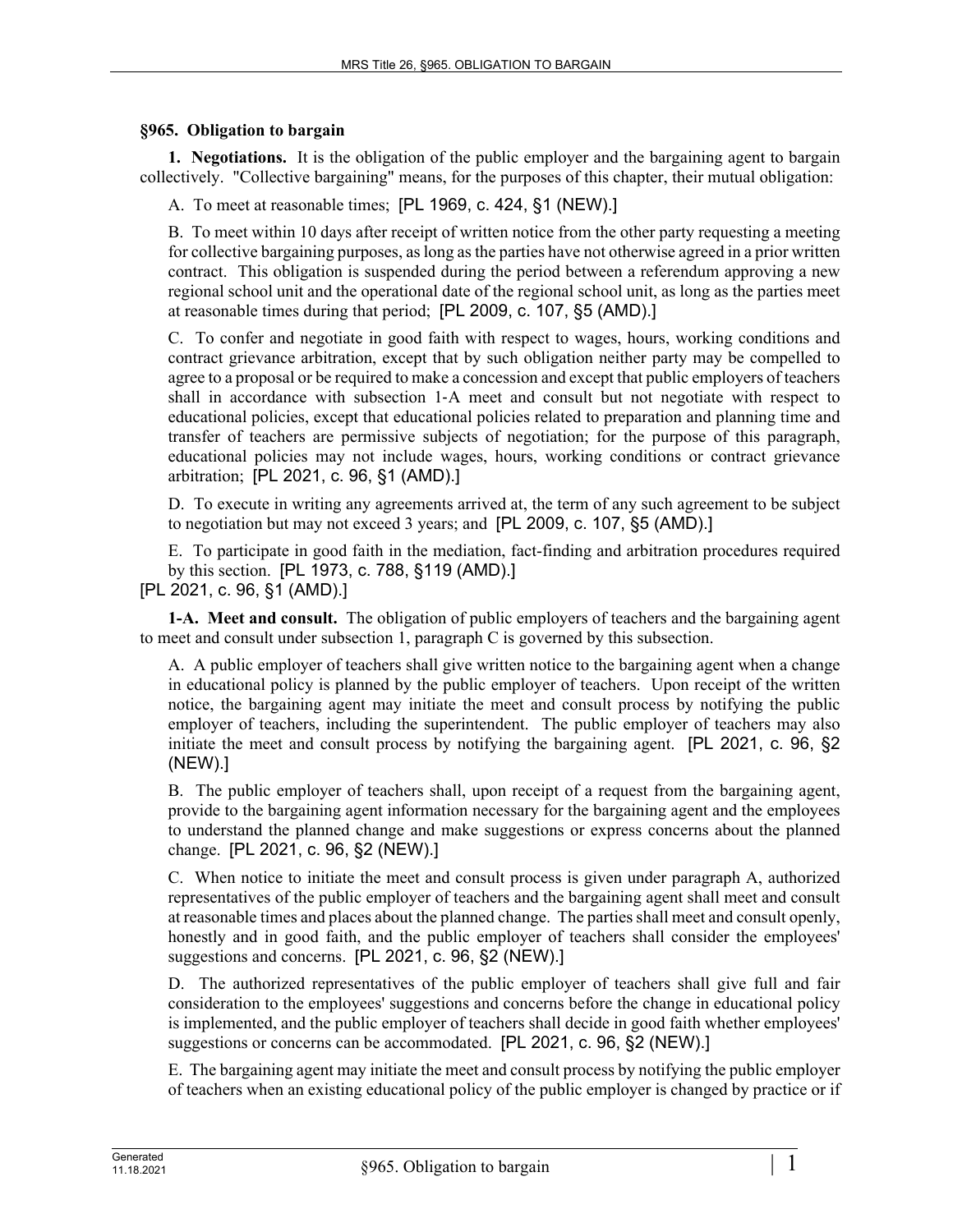## §965. Obligation to bargain

**1. Negotiations.** It is the obligation of the public employer and the bargaining agent to bargain collectively. "Collective bargaining" means, for the purposes of this chapter, their mutual obligation:

A. To meet at reasonable times; [PL 1969, c. 424, §1 (NEW).]

B. To meet within 10 days after receipt of written notice from the other party requesting a meeting for collective bargaining purposes, as long as the parties have not otherwise agreed in a prior written contract. This obligation is suspended during the period between a referendum approving a new regional school unit and the operational date of the regional school unit, as long as the parties meet at reasonable times during that period; [PL 2009, c. 107, §5 (AMD).]

C. To confer and negotiate in good faith with respect to wages, hours, working conditions and contract grievance arbitration, except that by such obligation neither party may be compelled to agree to a proposal or be required to make a concession and except that public employers of teachers shall in accordance with subsection 1-A meet and consult but not negotiate with respect to educational policies, except that educational policies related to preparation and planning time and transfer of teachers are permissive subjects of negotiation; for the purpose of this paragraph, educational policies may not include wages, hours, working conditions or contract grievance arbitration; [PL 2021, c. 96, §1 (AMD).]

D. To execute in writing any agreements arrived at, the term of any such agreement to be subject to negotiation but may not exceed 3 years; and [PL 2009, c. 107, §5 (AMD).]

E. To participate in good faith in the mediation, fact-finding and arbitration procedures required by this section. [PL 1973, c. 788, §119 (AMD).]

[PL 2021, c. 96, §1 (AMD).]

**1-A. Meet and consult.** The obligation of public employers of teachers and the bargaining agent to meet and consult under subsection 1, paragraph C is governed by this subsection.

A. A public employer of teachers shall give written notice to the bargaining agent when a change in educational policy is planned by the public employer of teachers. Upon receipt of the written notice, the bargaining agent may initiate the meet and consult process by notifying the public employer of teachers, including the superintendent. The public employer of teachers may also initiate the meet and consult process by notifying the bargaining agent. [PL 2021, c. 96, §2 (NEW).]

B. The public employer of teachers shall, upon receipt of a request from the bargaining agent, provide to the bargaining agent information necessary for the bargaining agent and the employees to understand the planned change and make suggestions or express concerns about the planned change. [PL 2021, c. 96, §2 (NEW).]

C. When notice to initiate the meet and consult process is given under paragraph A, authorized representatives of the public employer of teachers and the bargaining agent shall meet and consult at reasonable times and places about the planned change. The parties shall meet and consult openly, honestly and in good faith, and the public employer of teachers shall consider the employees' suggestions and concerns. [PL 2021, c. 96, §2 (NEW).]

D. The authorized representatives of the public employer of teachers shall give full and fair consideration to the employees' suggestions and concerns before the change in educational policy is implemented, and the public employer of teachers shall decide in good faith whether employees' suggestions or concerns can be accommodated. [PL 2021, c. 96, §2 (NEW).]

E. The bargaining agent may initiate the meet and consult process by notifying the public employer of teachers when an existing educational policy of the public employer is changed by practice or if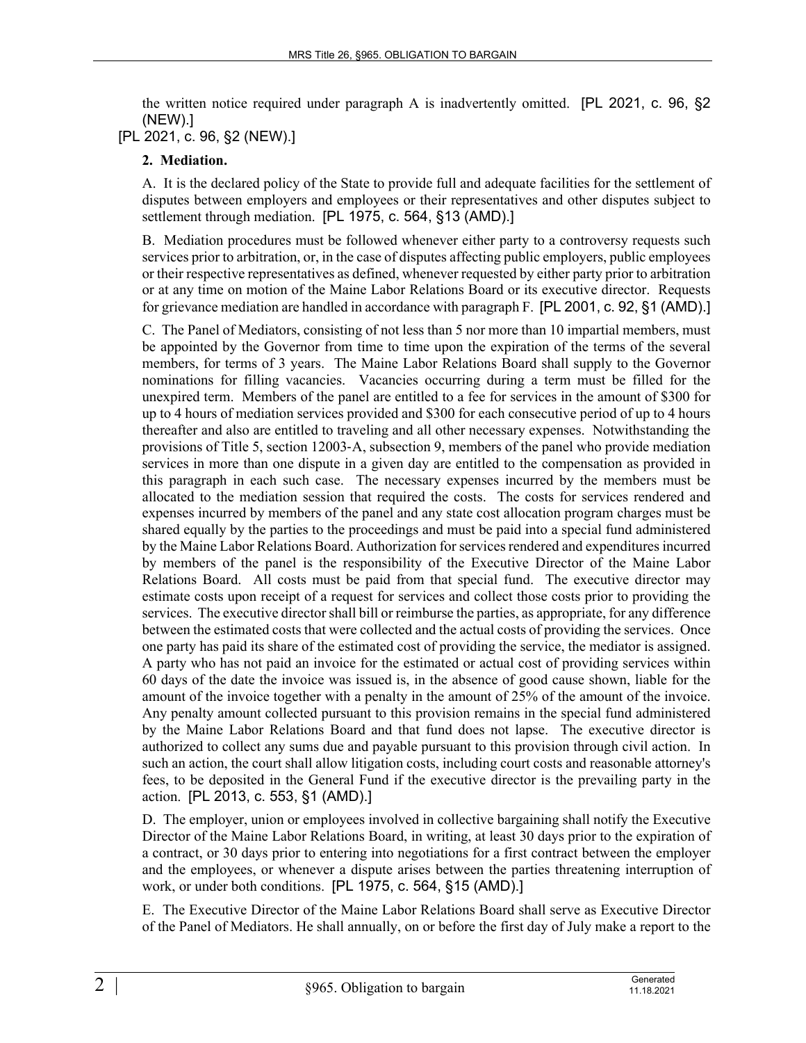the written notice required under paragraph A is inadvertently omitted. [PL 2021, c. 96, §2 (NEW).]

[PL 2021, c. 96, §2 (NEW).]

**2. Mediation.**

A. It is the declared policy of the State to provide full and adequate facilities for the settlement of disputes between employers and employees or their representatives and other disputes subject to settlement through mediation. [PL 1975, c. 564, §13 (AMD).]

B. Mediation procedures must be followed whenever either party to a controversy requests such services prior to arbitration, or, in the case of disputes affecting public employers, public employees or their respective representatives as defined, whenever requested by either party prior to arbitration or at any time on motion of the Maine Labor Relations Board or its executive director. Requests for grievance mediation are handled in accordance with paragraph F. [PL 2001, c. 92, §1 (AMD).]

C. The Panel of Mediators, consisting of not less than 5 nor more than 10 impartial members, must be appointed by the Governor from time to time upon the expiration of the terms of the several members, for terms of 3 years. The Maine Labor Relations Board shall supply to the Governor nominations for filling vacancies. Vacancies occurring during a term must be filled for the unexpired term. Members of the panel are entitled to a fee for services in the amount of $300 for up to 4 hours of mediation services provided and $300 for each consecutive period of up to 4 hours thereafter and also are entitled to traveling and all other necessary expenses. Notwithstanding the provisions of Title 5, section 12003-A, subsection 9, members of the panel who provide mediation services in more than one dispute in a given day are entitled to the compensation as provided in this paragraph in each such case. The necessary expenses incurred by the members must be allocated to the mediation session that required the costs. The costs for services rendered and expenses incurred by members of the panel and any state cost allocation program charges must be shared equally by the parties to the proceedings and must be paid into a special fund administered by the Maine Labor Relations Board. Authorization for services rendered and expenditures incurred by members of the panel is the responsibility of the Executive Director of the Maine Labor Relations Board. All costs must be paid from that special fund. The executive director may estimate costs upon receipt of a request for services and collect those costs prior to providing the services. The executive director shall bill or reimburse the parties, as appropriate, for any difference between the estimated costs that were collected and the actual costs of providing the services. Once one party has paid its share of the estimated cost of providing the service, the mediator is assigned. A party who has not paid an invoice for the estimated or actual cost of providing services within 60 days of the date the invoice was issued is, in the absence of good cause shown, liable for the amount of the invoice together with a penalty in the amount of 25% of the amount of the invoice. Any penalty amount collected pursuant to this provision remains in the special fund administered by the Maine Labor Relations Board and that fund does not lapse. The executive director is authorized to collect any sums due and payable pursuant to this provision through civil action. In such an action, the court shall allow litigation costs, including court costs and reasonable attorney's fees, to be deposited in the General Fund if the executive director is the prevailing party in the action. [PL 2013, c. 553, §1 (AMD).]

D. The employer, union or employees involved in collective bargaining shall notify the Executive Director of the Maine Labor Relations Board, in writing, at least 30 days prior to the expiration of a contract, or 30 days prior to entering into negotiations for a first contract between the employer and the employees, or whenever a dispute arises between the parties threatening interruption of work, or under both conditions. [PL 1975, c. 564, §15 (AMD).]

E. The Executive Director of the Maine Labor Relations Board shall serve as Executive Director of the Panel of Mediators. He shall annually, on or before the first day of July make a report to the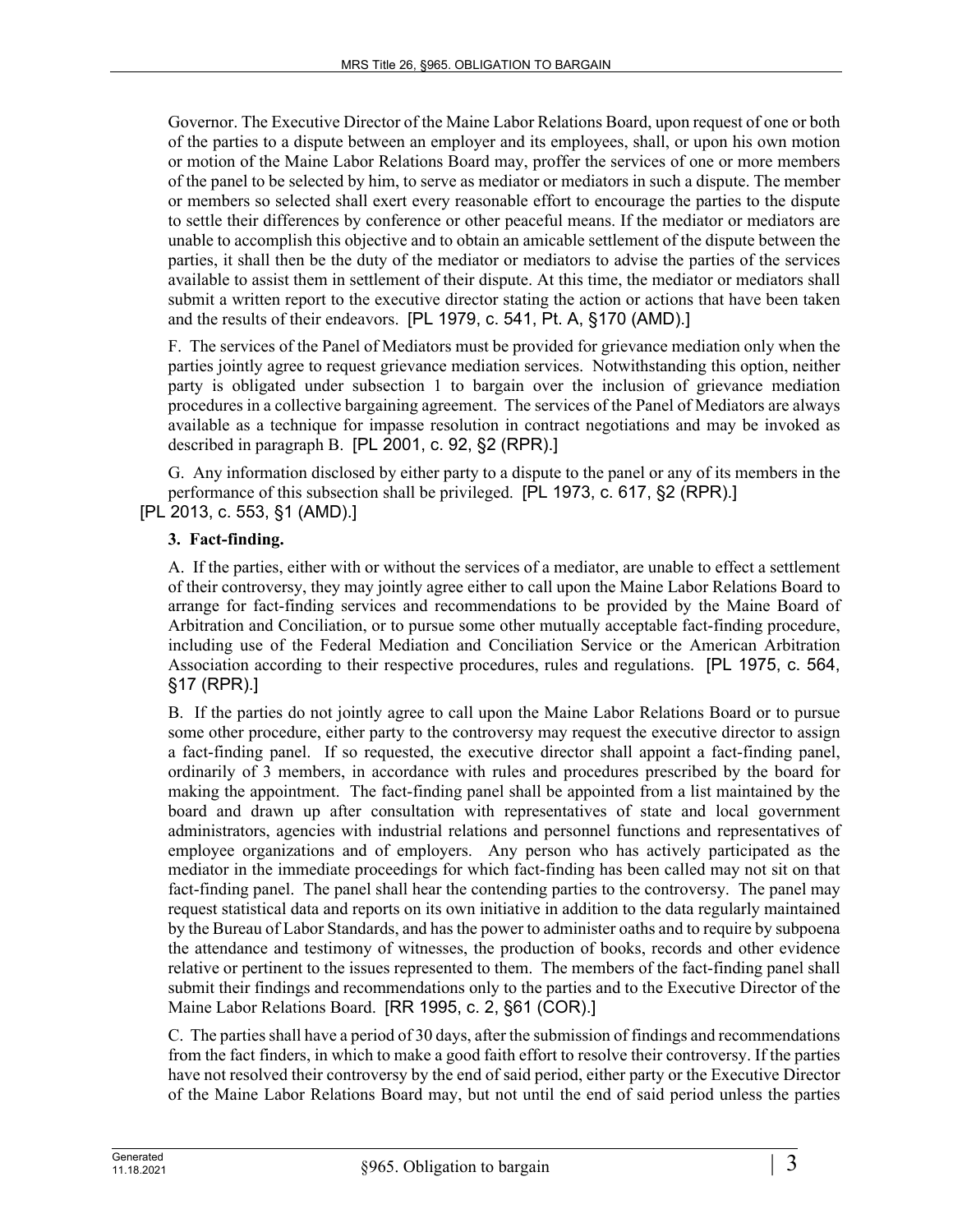Governor. The Executive Director of the Maine Labor Relations Board, upon request of one or both of the parties to a dispute between an employer and its employees, shall, or upon his own motion or motion of the Maine Labor Relations Board may, proffer the services of one or more members of the panel to be selected by him, to serve as mediator or mediators in such a dispute. The member or members so selected shall exert every reasonable effort to encourage the parties to the dispute to settle their differences by conference or other peaceful means. If the mediator or mediators are unable to accomplish this objective and to obtain an amicable settlement of the dispute between the parties, it shall then be the duty of the mediator or mediators to advise the parties of the services available to assist them in settlement of their dispute. At this time, the mediator or mediators shall submit a written report to the executive director stating the action or actions that have been taken and the results of their endeavors. [PL 1979, c. 541, Pt. A, §170 (AMD).]

F. The services of the Panel of Mediators must be provided for grievance mediation only when the parties jointly agree to request grievance mediation services. Notwithstanding this option, neither party is obligated under subsection 1 to bargain over the inclusion of grievance mediation procedures in a collective bargaining agreement. The services of the Panel of Mediators are always available as a technique for impasse resolution in contract negotiations and may be invoked as described in paragraph B. [PL 2001, c. 92, §2 (RPR).]

G. Any information disclosed by either party to a dispute to the panel or any of its members in the performance of this subsection shall be privileged. [PL 1973, c. 617, §2 (RPR).]

[PL 2013, c. 553, §1 (AMD).]

**3. Fact-finding.**

A. If the parties, either with or without the services of a mediator, are unable to effect a settlement of their controversy, they may jointly agree either to call upon the Maine Labor Relations Board to arrange for fact-finding services and recommendations to be provided by the Maine Board of Arbitration and Conciliation, or to pursue some other mutually acceptable fact-finding procedure, including use of the Federal Mediation and Conciliation Service or the American Arbitration Association according to their respective procedures, rules and regulations. [PL 1975, c. 564, §17 (RPR).]

B. If the parties do not jointly agree to call upon the Maine Labor Relations Board or to pursue some other procedure, either party to the controversy may request the executive director to assign a fact-finding panel. If so requested, the executive director shall appoint a fact-finding panel, ordinarily of 3 members, in accordance with rules and procedures prescribed by the board for making the appointment. The fact-finding panel shall be appointed from a list maintained by the board and drawn up after consultation with representatives of state and local government administrators, agencies with industrial relations and personnel functions and representatives of employee organizations and of employers. Any person who has actively participated as the mediator in the immediate proceedings for which fact-finding has been called may not sit on that fact-finding panel. The panel shall hear the contending parties to the controversy. The panel may request statistical data and reports on its own initiative in addition to the data regularly maintained by the Bureau of Labor Standards, and has the power to administer oaths and to require by subpoena the attendance and testimony of witnesses, the production of books, records and other evidence relative or pertinent to the issues represented to them. The members of the fact-finding panel shall submit their findings and recommendations only to the parties and to the Executive Director of the Maine Labor Relations Board. [RR 1995, c. 2, §61 (COR).]

C. The parties shall have a period of 30 days, after the submission of findings and recommendations from the fact finders, in which to make a good faith effort to resolve their controversy. If the parties have not resolved their controversy by the end of said period, either party or the Executive Director of the Maine Labor Relations Board may, but not until the end of said period unless the parties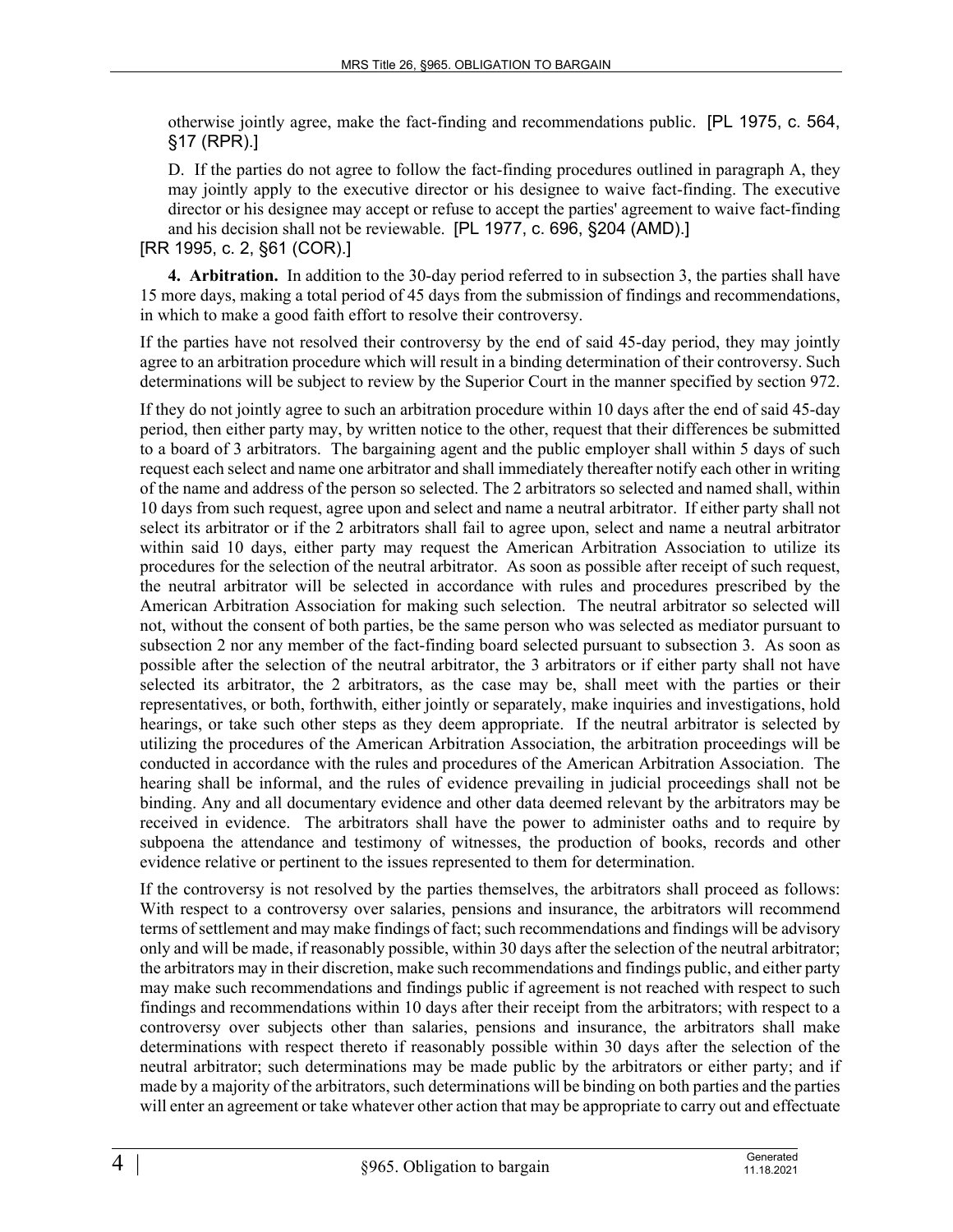otherwise jointly agree, make the fact-finding and recommendations public. [PL 1975, c. 564, §17 (RPR).]

D. If the parties do not agree to follow the fact-finding procedures outlined in paragraph A, they may jointly apply to the executive director or his designee to waive fact-finding. The executive director or his designee may accept or refuse to accept the parties' agreement to waive fact-finding and his decision shall not be reviewable. [PL 1977, c. 696, §204 (AMD).]

[RR 1995, c. 2, §61 (COR).]

**4. Arbitration.** In addition to the 30-day period referred to in subsection 3, the parties shall have 15 more days, making a total period of 45 days from the submission of findings and recommendations, in which to make a good faith effort to resolve their controversy.

If the parties have not resolved their controversy by the end of said 45-day period, they may jointly agree to an arbitration procedure which will result in a binding determination of their controversy. Such determinations will be subject to review by the Superior Court in the manner specified by section 972.

If they do not jointly agree to such an arbitration procedure within 10 days after the end of said 45-day period, then either party may, by written notice to the other, request that their differences be submitted to a board of 3 arbitrators. The bargaining agent and the public employer shall within 5 days of such request each select and name one arbitrator and shall immediately thereafter notify each other in writing of the name and address of the person so selected. The 2 arbitrators so selected and named shall, within 10 days from such request, agree upon and select and name a neutral arbitrator. If either party shall not select its arbitrator or if the 2 arbitrators shall fail to agree upon, select and name a neutral arbitrator within said 10 days, either party may request the American Arbitration Association to utilize its procedures for the selection of the neutral arbitrator. As soon as possible after receipt of such request, the neutral arbitrator will be selected in accordance with rules and procedures prescribed by the American Arbitration Association for making such selection. The neutral arbitrator so selected will not, without the consent of both parties, be the same person who was selected as mediator pursuant to subsection 2 nor any member of the fact-finding board selected pursuant to subsection 3. As soon as possible after the selection of the neutral arbitrator, the 3 arbitrators or if either party shall not have selected its arbitrator, the 2 arbitrators, as the case may be, shall meet with the parties or their representatives, or both, forthwith, either jointly or separately, make inquiries and investigations, hold hearings, or take such other steps as they deem appropriate. If the neutral arbitrator is selected by utilizing the procedures of the American Arbitration Association, the arbitration proceedings will be conducted in accordance with the rules and procedures of the American Arbitration Association. The hearing shall be informal, and the rules of evidence prevailing in judicial proceedings shall not be binding. Any and all documentary evidence and other data deemed relevant by the arbitrators may be received in evidence. The arbitrators shall have the power to administer oaths and to require by subpoena the attendance and testimony of witnesses, the production of books, records and other evidence relative or pertinent to the issues represented to them for determination.

If the controversy is not resolved by the parties themselves, the arbitrators shall proceed as follows: With respect to a controversy over salaries, pensions and insurance, the arbitrators will recommend terms of settlement and may make findings of fact; such recommendations and findings will be advisory only and will be made, if reasonably possible, within 30 days after the selection of the neutral arbitrator; the arbitrators may in their discretion, make such recommendations and findings public, and either party may make such recommendations and findings public if agreement is not reached with respect to such findings and recommendations within 10 days after their receipt from the arbitrators; with respect to a controversy over subjects other than salaries, pensions and insurance, the arbitrators shall make determinations with respect thereto if reasonably possible within 30 days after the selection of the neutral arbitrator; such determinations may be made public by the arbitrators or either party; and if made by a majority of the arbitrators, such determinations will be binding on both parties and the parties will enter an agreement or take whatever other action that may be appropriate to carry out and effectuate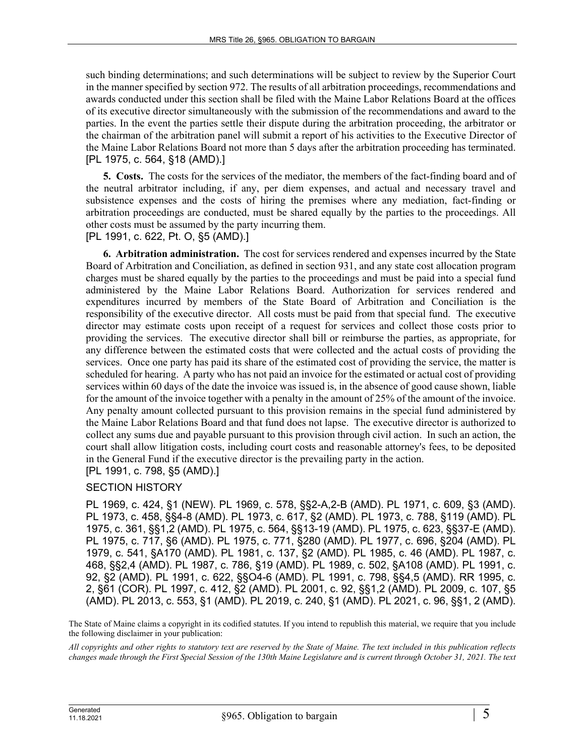such binding determinations; and such determinations will be subject to review by the Superior Court in the manner specified by section 972. The results of all arbitration proceedings, recommendations and awards conducted under this section shall be filed with the Maine Labor Relations Board at the offices of its executive director simultaneously with the submission of the recommendations and award to the parties. In the event the parties settle their dispute during the arbitration proceeding, the arbitrator or the chairman of the arbitration panel will submit a report of his activities to the Executive Director of the Maine Labor Relations Board not more than 5 days after the arbitration proceeding has terminated.
[PL 1975, c. 564, §18 (AMD).]

**5. Costs.** The costs for the services of the mediator, the members of the fact-finding board and of the neutral arbitrator including, if any, per diem expenses, and actual and necessary travel and subsistence expenses and the costs of hiring the premises where any mediation, fact-finding or arbitration proceedings are conducted, must be shared equally by the parties to the proceedings. All other costs must be assumed by the party incurring them.
[PL 1991, c. 622, Pt. O, §5 (AMD).]

**6. Arbitration administration.** The cost for services rendered and expenses incurred by the State Board of Arbitration and Conciliation, as defined in section 931, and any state cost allocation program charges must be shared equally by the parties to the proceedings and must be paid into a special fund administered by the Maine Labor Relations Board. Authorization for services rendered and expenditures incurred by members of the State Board of Arbitration and Conciliation is the responsibility of the executive director. All costs must be paid from that special fund. The executive director may estimate costs upon receipt of a request for services and collect those costs prior to providing the services. The executive director shall bill or reimburse the parties, as appropriate, for any difference between the estimated costs that were collected and the actual costs of providing the services. Once one party has paid its share of the estimated cost of providing the service, the matter is scheduled for hearing. A party who has not paid an invoice for the estimated or actual cost of providing services within 60 days of the date the invoice was issued is, in the absence of good cause shown, liable for the amount of the invoice together with a penalty in the amount of 25% of the amount of the invoice. Any penalty amount collected pursuant to this provision remains in the special fund administered by the Maine Labor Relations Board and that fund does not lapse. The executive director is authorized to collect any sums due and payable pursuant to this provision through civil action. In such an action, the court shall allow litigation costs, including court costs and reasonable attorney's fees, to be deposited in the General Fund if the executive director is the prevailing party in the action.
[PL 1991, c. 798, §5 (AMD).]

SECTION HISTORY

PL 1969, c. 424, §1 (NEW). PL 1969, c. 578, §§2-A,2-B (AMD). PL 1971, c. 609, §3 (AMD). PL 1973, c. 458, §§4-8 (AMD). PL 1973, c. 617, §2 (AMD). PL 1973, c. 788, §119 (AMD). PL 1975, c. 361, §§1,2 (AMD). PL 1975, c. 564, §§13-19 (AMD). PL 1975, c. 623, §§37-E (AMD). PL 1975, c. 717, §6 (AMD). PL 1975, c. 771, §280 (AMD). PL 1977, c. 696, §204 (AMD). PL 1979, c. 541, §A170 (AMD). PL 1981, c. 137, §2 (AMD). PL 1985, c. 46 (AMD). PL 1987, c. 468, §§2,4 (AMD). PL 1987, c. 786, §19 (AMD). PL 1989, c. 502, §A108 (AMD). PL 1991, c. 92, §2 (AMD). PL 1991, c. 622, §§O4-6 (AMD). PL 1991, c. 798, §§4,5 (AMD). RR 1995, c. 2, §61 (COR). PL 1997, c. 412, §2 (AMD). PL 2001, c. 92, §§1,2 (AMD). PL 2009, c. 107, §5 (AMD). PL 2013, c. 553, §1 (AMD). PL 2019, c. 240, §1 (AMD). PL 2021, c. 96, §§1, 2 (AMD).

The State of Maine claims a copyright in its codified statutes. If you intend to republish this material, we require that you include the following disclaimer in your publication:

*All copyrights and other rights to statutory text are reserved by the State of Maine. The text included in this publication reflects changes made through the First Special Session of the 130th Maine Legislature and is current through October 31, 2021. The text*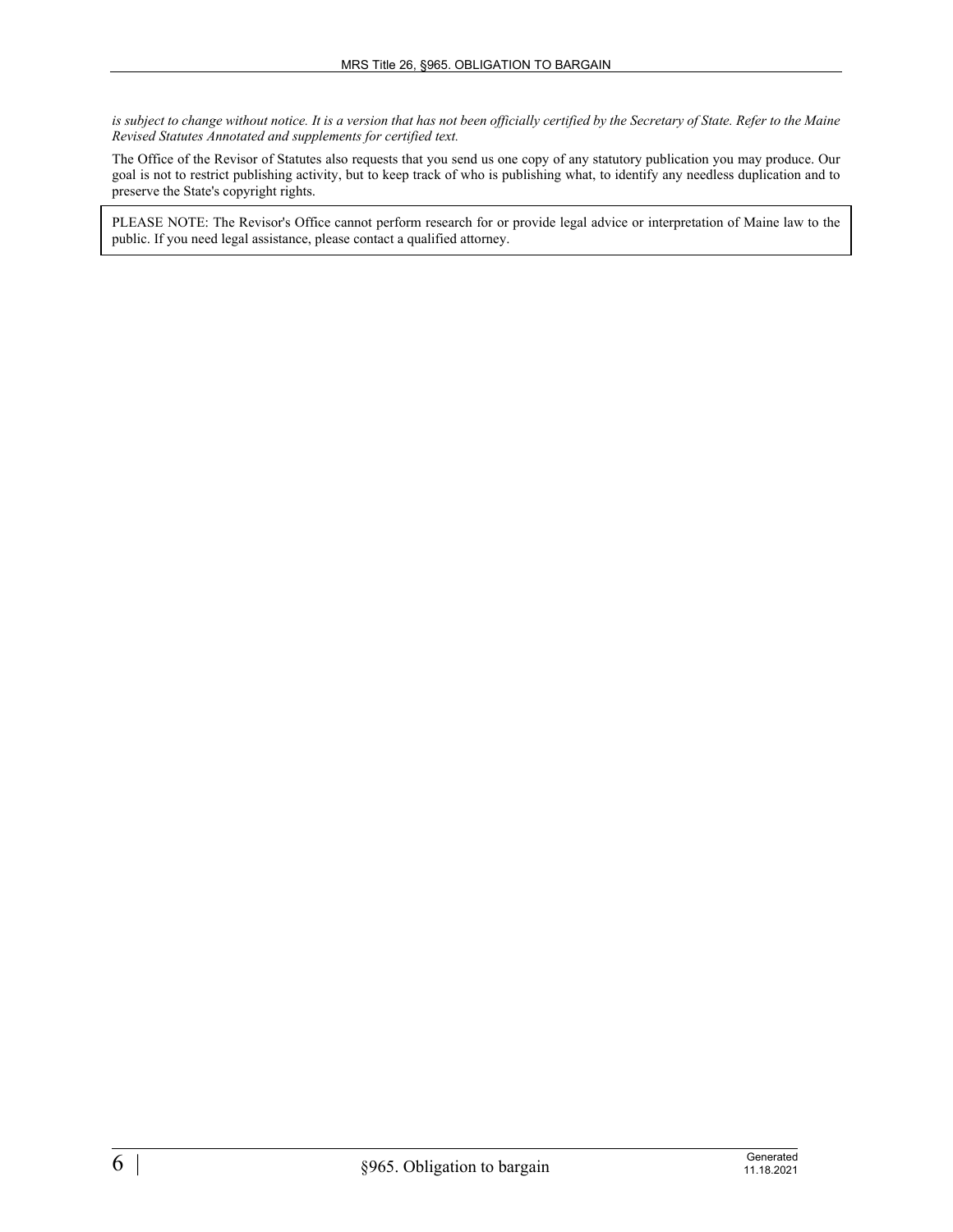*is subject to change without notice. It is a version that has not been officially certified by the Secretary of State. Refer to the Maine Revised Statutes Annotated and supplements for certified text.*

The Office of the Revisor of Statutes also requests that you send us one copy of any statutory publication you may produce. Our goal is not to restrict publishing activity, but to keep track of who is publishing what, to identify any needless duplication and to preserve the State's copyright rights.

PLEASE NOTE: The Revisor's Office cannot perform research for or provide legal advice or interpretation of Maine law to the public. If you need legal assistance, please contact a qualified attorney.